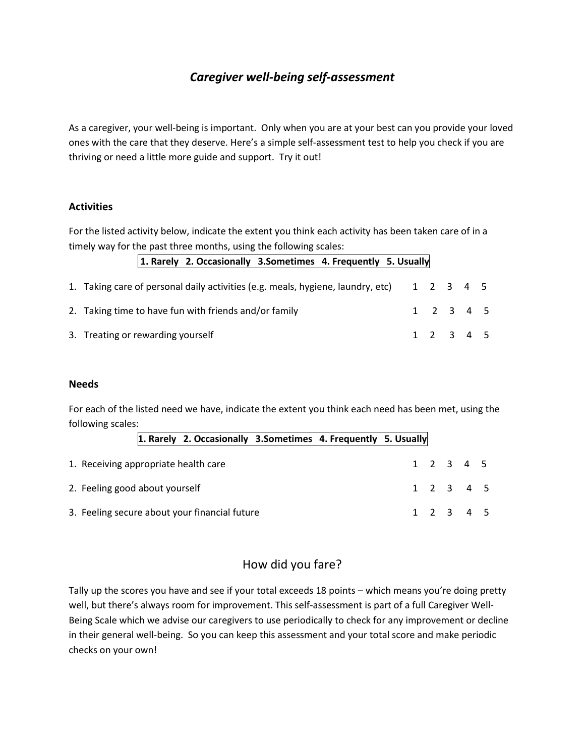# *Caregiver well-being self-assessment*

As a caregiver, your well-being is important. Only when you are at your best can you provide your loved ones with the care that they deserve. Here's a simple self-assessment test to help you check if you are thriving or need a little more guide and support. Try it out!

### Activities

For the listed activity below, indicate the extent you think each activity has been taken care of in a timely way for the past three months, using the following scales:

**1. Rarely 2. Occasionally 3.Sometimes 4. Frequently 5. Usually**

| | |
|---|---|
| 1. Taking care of personal daily activities (e.g. meals, hygiene, laundry, etc) | 1 2 3 4 5 |
| 2. Taking time to have fun with friends and/or family | 1 2 3 4 5 |
| 3. Treating or rewarding yourself | 1 2 3 4 5 |

### Needs

For each of the listed need we have, indicate the extent you think each need has been met, using the following scales:

**1. Rarely 2. Occasionally 3.Sometimes 4. Frequently 5. Usually**

| | |
|---|---|
| 1. Receiving appropriate health care | 1 2 3 4 5 |
| 2. Feeling good about yourself | 1 2 3 4 5 |
| 3. Feeling secure about your financial future | 1 2 3 4 5 |

## How did you fare?

Tally up the scores you have and see if your total exceeds 18 points – which means you're doing pretty well, but there's always room for improvement. This self-assessment is part of a full Caregiver Well-Being Scale which we advise our caregivers to use periodically to check for any improvement or decline in their general well-being. So you can keep this assessment and your total score and make periodic checks on your own!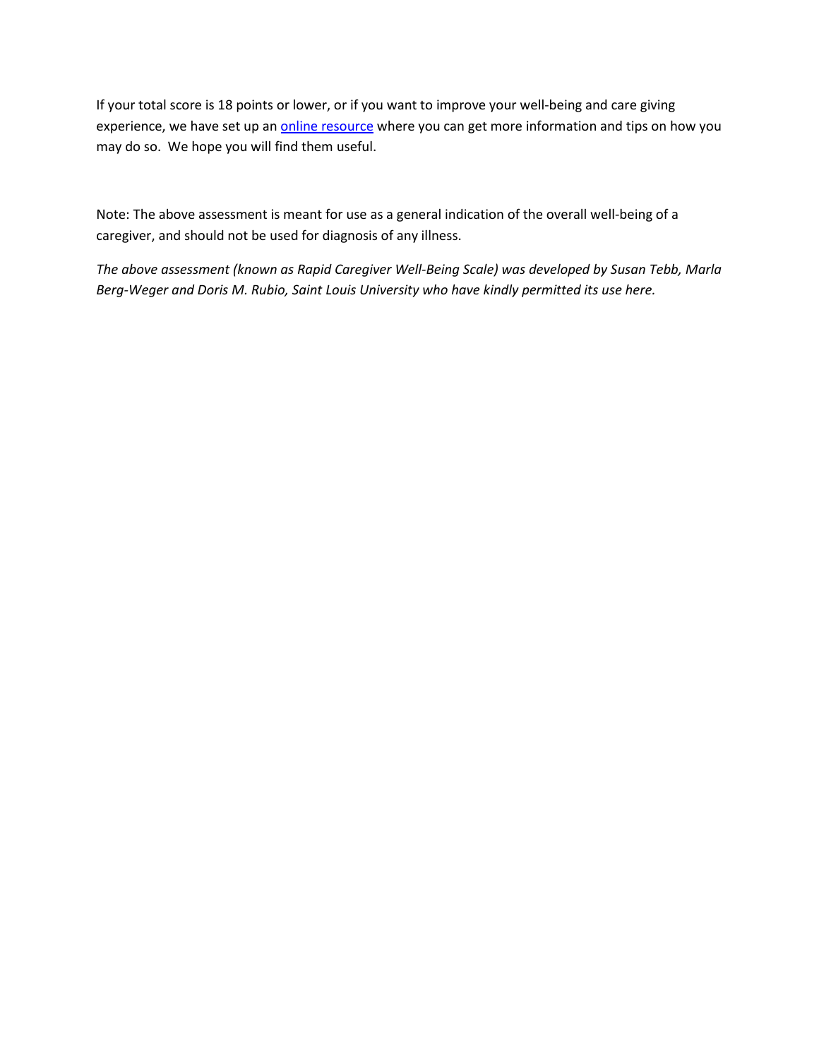If your total score is 18 points or lower, or if you want to improve your well-being and care giving experience, we have set up an online resource where you can get more information and tips on how you may do so. We hope you will find them useful.

Note: The above assessment is meant for use as a general indication of the overall well-being of a caregiver, and should not be used for diagnosis of any illness.

*The above assessment (known as Rapid Caregiver Well-Being Scale) was developed by Susan Tebb, Marla Berg-Weger and Doris M. Rubio, Saint Louis University who have kindly permitted its use here.*